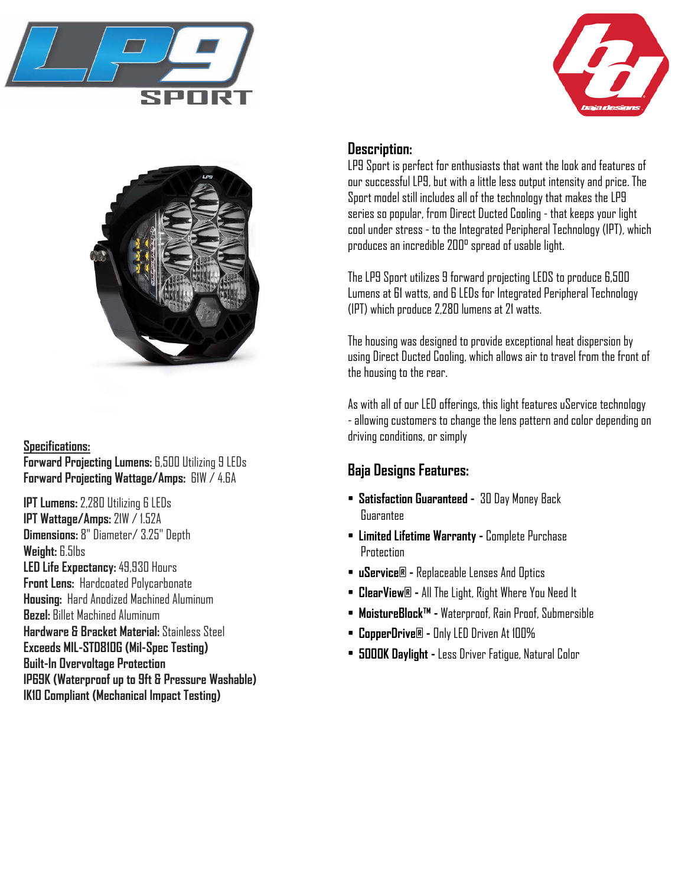# LP9 SPORT

## Description:

LP9 Sport is perfect for enthusiasts that want the look and features of our successful LP9, but with a little less output intensity and price. The Sport model still includes all of the technology that makes the LP9 series so popular, from Direct Ducted Cooling - that keeps your light cool under stress - to the Integrated Peripheral Technology (IPT), which produces an incredible 200° spread of usable light.

The LP9 Sport utilizes 9 forward projecting LEDS to produce 6,500 Lumens at 61 watts, and 6 LEDs for Integrated Peripheral Technology (IPT) which produce 2,280 lumens at 21 watts.

The housing was designed to provide exceptional heat dispersion by using Direct Ducted Cooling, which allows air to travel from the front of the housing to the rear.

As with all of our LED offerings, this light features uService technology - allowing customers to change the lens pattern and color depending on driving conditions, or simply

## Specifications:

**Forward Projecting Lumens:** 6,500 Utilizing 9 LEDs
**Forward Projecting Wattage/Amps:** 61W / 4.6A

**IPT Lumens:** 2,280 Utilizing 6 LEDs
**IPT Wattage/Amps:** 21W / 1.52A
**Dimensions:** 8" Diameter/ 3.25" Depth
**Weight:** 6.5lbs
**LED Life Expectancy:** 49,930 Hours
**Front Lens:** Hardcoated Polycarbonate
**Housing:** Hard Anodized Machined Aluminum
**Bezel:** Billet Machined Aluminum
**Hardware & Bracket Material:** Stainless Steel
**Exceeds MIL-STD810G (Mil-Spec Testing)**
**Built-In Overvoltage Protection**
**IP69K (Waterproof up to 9ft & Pressure Washable)**
**IK10 Compliant (Mechanical Impact Testing)**

## Baja Designs Features:

- **Satisfaction Guaranteed -** 30 Day Money Back Guarantee
- **Limited Lifetime Warranty -** Complete Purchase Protection
- **uService® -** Replaceable Lenses And Optics
- **ClearView® -** All The Light, Right Where You Need It
- **MoistureBlock™ -** Waterproof, Rain Proof, Submersible
- **CopperDrive® -** Only LED Driven At 100%
- **5000K Daylight -** Less Driver Fatigue, Natural Color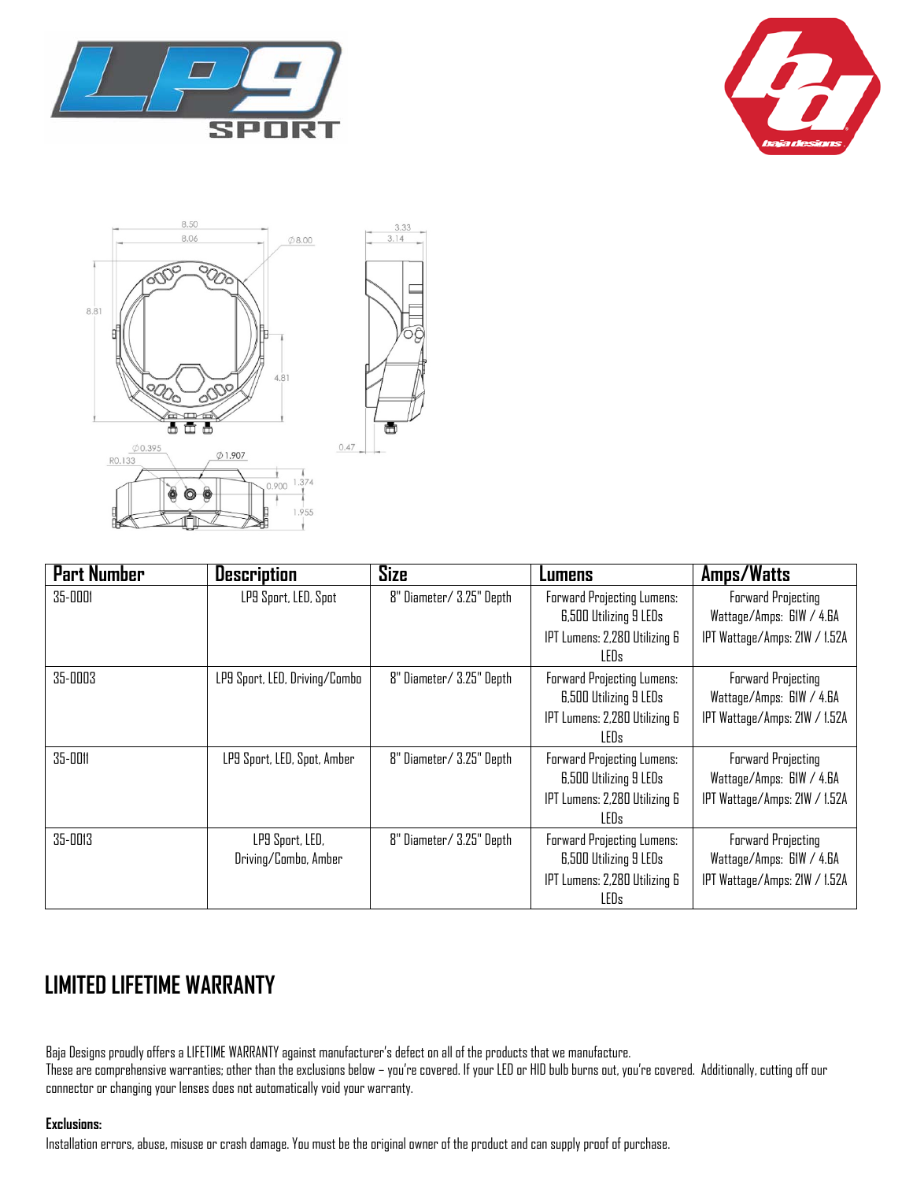| Part Number | Description | Size | Lumens | Amps/Watts |
| --- | --- | --- | --- | --- |
| 35-0001 | LP9 Sport, LED, Spot | 8" Diameter/ 3.25" Depth | Forward Projecting Lumens: 6,500 Utilizing 9 LEDs<br>IPT Lumens: 2,280 Utilizing 6 LEDs | Forward Projecting Wattage/Amps: 61W / 4.6A<br>IPT Wattage/Amps: 21W / 1.52A |
| 35-0003 | LP9 Sport, LED, Driving/Combo | 8" Diameter/ 3.25" Depth | Forward Projecting Lumens: 6,500 Utilizing 9 LEDs<br>IPT Lumens: 2,280 Utilizing 6 LEDs | Forward Projecting Wattage/Amps: 61W / 4.6A<br>IPT Wattage/Amps: 21W / 1.52A |
| 35-0011 | LP9 Sport, LED, Spot, Amber | 8" Diameter/ 3.25" Depth | Forward Projecting Lumens: 6,500 Utilizing 9 LEDs<br>IPT Lumens: 2,280 Utilizing 6 LEDs | Forward Projecting Wattage/Amps: 61W / 4.6A<br>IPT Wattage/Amps: 21W / 1.52A |
| 35-0013 | LP9 Sport, LED, Driving/Combo, Amber | 8" Diameter/ 3.25" Depth | Forward Projecting Lumens: 6,500 Utilizing 9 LEDs<br>IPT Lumens: 2,280 Utilizing 6 LEDs | Forward Projecting Wattage/Amps: 61W / 4.6A<br>IPT Wattage/Amps: 21W / 1.52A |

## LIMITED LIFETIME WARRANTY

Baja Designs proudly offers a LIFETIME WARRANTY against manufacturer's defect on all of the products that we manufacture.
These are comprehensive warranties; other than the exclusions below – you're covered. If your LED or HID bulb burns out, you're covered. Additionally, cutting off our connector or changing your lenses does not automatically void your warranty.

**Exclusions:**

Installation errors, abuse, misuse or crash damage. You must be the original owner of the product and can supply proof of purchase.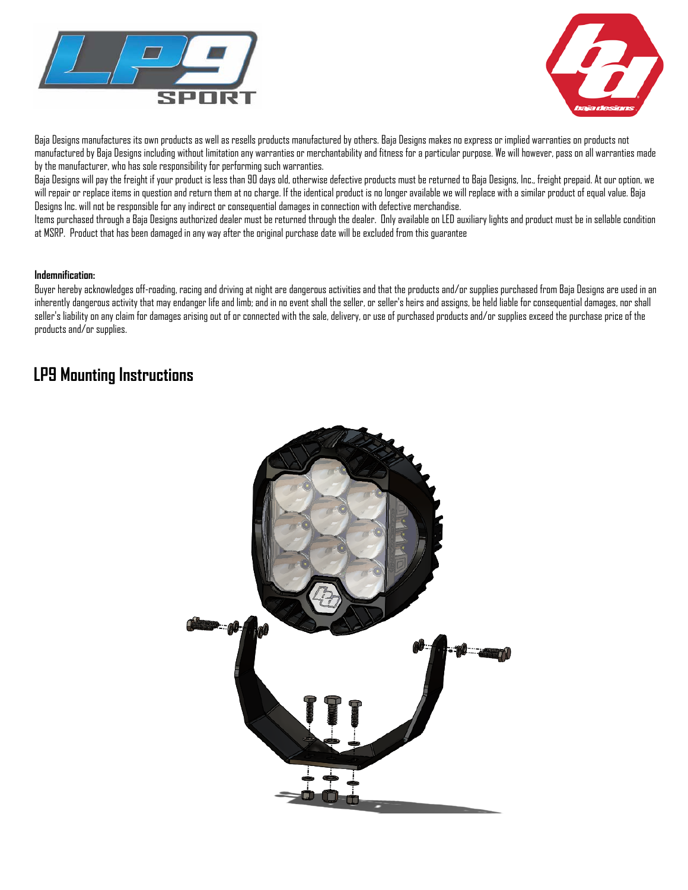Baja Designs manufactures its own products as well as resells products manufactured by others. Baja Designs makes no express or implied warranties on products not manufactured by Baja Designs including without limitation any warranties or merchantability and fitness for a particular purpose. We will however, pass on all warranties made by the manufacturer, who has sole responsibility for performing such warranties.

Baja Designs will pay the freight if your product is less than 90 days old, otherwise defective products must be returned to Baja Designs, Inc., freight prepaid. At our option, we will repair or replace items in question and return them at no charge. If the identical product is no longer available we will replace with a similar product of equal value. Baja Designs Inc. will not be responsible for any indirect or consequential damages in connection with defective merchandise.

Items purchased through a Baja Designs authorized dealer must be returned through the dealer. Only available on LED auxiliary lights and product must be in sellable condition at MSRP. Product that has been damaged in any way after the original purchase date will be excluded from this guarantee

**Indemnification:**

Buyer hereby acknowledges off-roading, racing and driving at night are dangerous activities and that the products and/or supplies purchased from Baja Designs are used in an inherently dangerous activity that may endanger life and limb; and in no event shall the seller, or seller's heirs and assigns, be held liable for consequential damages, nor shall seller's liability on any claim for damages arising out of or connected with the sale, delivery, or use of purchased products and/or supplies exceed the purchase price of the products and/or supplies.

## LP9 Mounting Instructions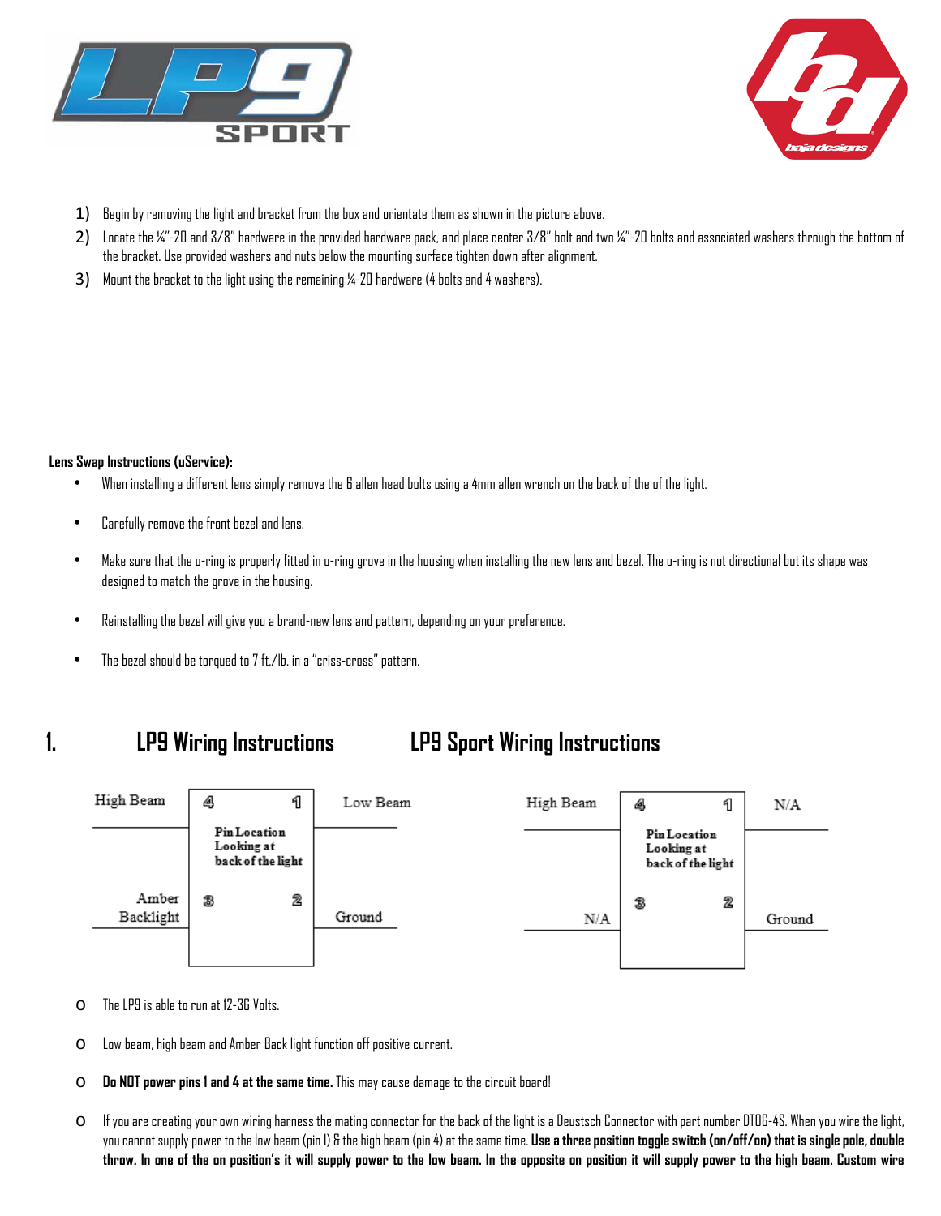LP9 SPORT

baja designs

1) Begin by removing the light and bracket from the box and orientate them as shown in the picture above.
2) Locate the ¼"-20 and 3/8" hardware in the provided hardware pack, and place center 3/8" bolt and two ¼"-20 bolts and associated washers through the bottom of the bracket. Use provided washers and nuts below the mounting surface tighten down after alignment.
3) Mount the bracket to the light using the remaining ¼-20 hardware (4 bolts and 4 washers).

**Lens Swap Instructions (uService):**

- When installing a different lens simply remove the 6 allen head bolts using a 4mm allen wrench on the back of the of the light.
- Carefully remove the front bezel and lens.
- Make sure that the o-ring is properly fitted in o-ring grove in the housing when installing the new lens and bezel. The o-ring is not directional but its shape was designed to match the grove in the housing.
- Reinstalling the bezel will give you a brand-new lens and pattern, depending on your preference.
- The bezel should be torqued to 7 ft./lb. in a "criss-cross" pattern.

## 1. LP9 Wiring Instructions

Pin Location Looking at back of the light

| Pin | Function |
|---|---|
| 4 | High Beam |
| 1 | Low Beam |
| 3 | Amber Backlight |
| 2 | Ground |

## LP9 Sport Wiring Instructions

Pin Location Looking at back of the light

| Pin | Function |
|---|---|
| 4 | High Beam |
| 1 | N/A |
| 3 | N/A |
| 2 | Ground |

- The LP9 is able to run at 12-36 Volts.
- Low beam, high beam and Amber Back light function off positive current.
- **Do NOT power pins 1 and 4 at the same time.** This may cause damage to the circuit board!
- If you are creating your own wiring harness the mating connector for the back of the light is a Deustsch Connector with part number DT06-4S. When you wire the light, you cannot supply power to the low beam (pin 1) & the high beam (pin 4) at the same time. **Use a three position toggle switch (on/off/on) that is single pole, double throw. In one of the on position's it will supply power to the low beam. In the opposite on position it will supply power to the high beam. Custom wire**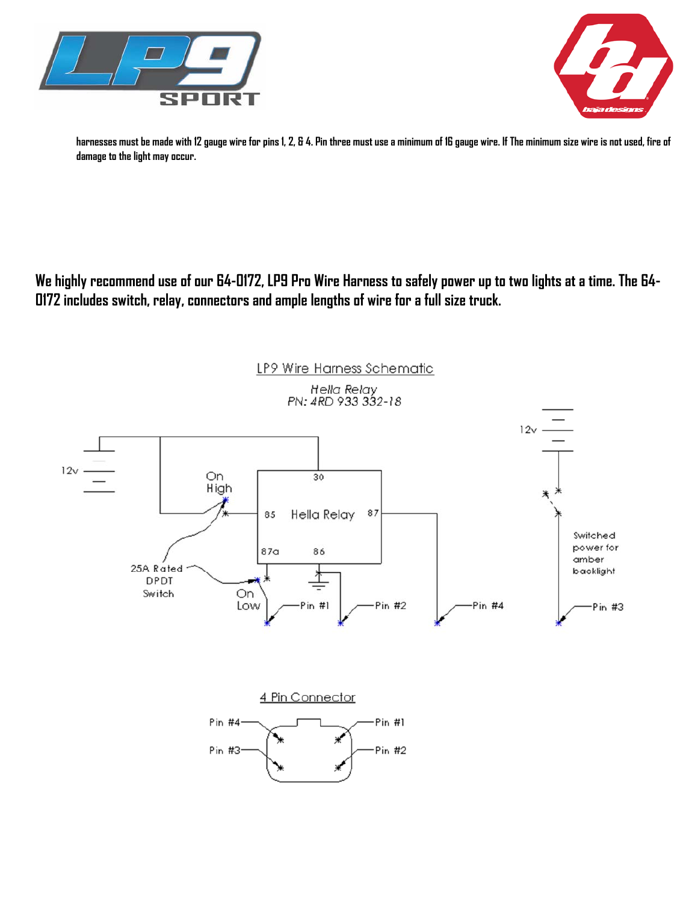harnesses must be made with 12 gauge wire for pins 1, 2, & 4. Pin three must use a minimum of 16 gauge wire. If The minimum size wire is not used, fire of damage to the light may occur.

**We highly recommend use of our 64-0172, LP9 Pro Wire Harness to safely power up to two lights at a time. The 64-0172 includes switch, relay, connectors and ample lengths of wire for a full size truck.**

LP9 Wire Harness Schematic

*Hella Relay*
*PN: 4RD 933 332-18*

12v

On
High

30

85 Hella Relay 87

87a 86

25A Rated
DPDT
Switch

On
Low

Pin #1 Pin #2 Pin #4

12v

Switched
power for
amber
backlight

Pin #3

4 Pin Connector

Pin #4 Pin #1
Pin #3 Pin #2